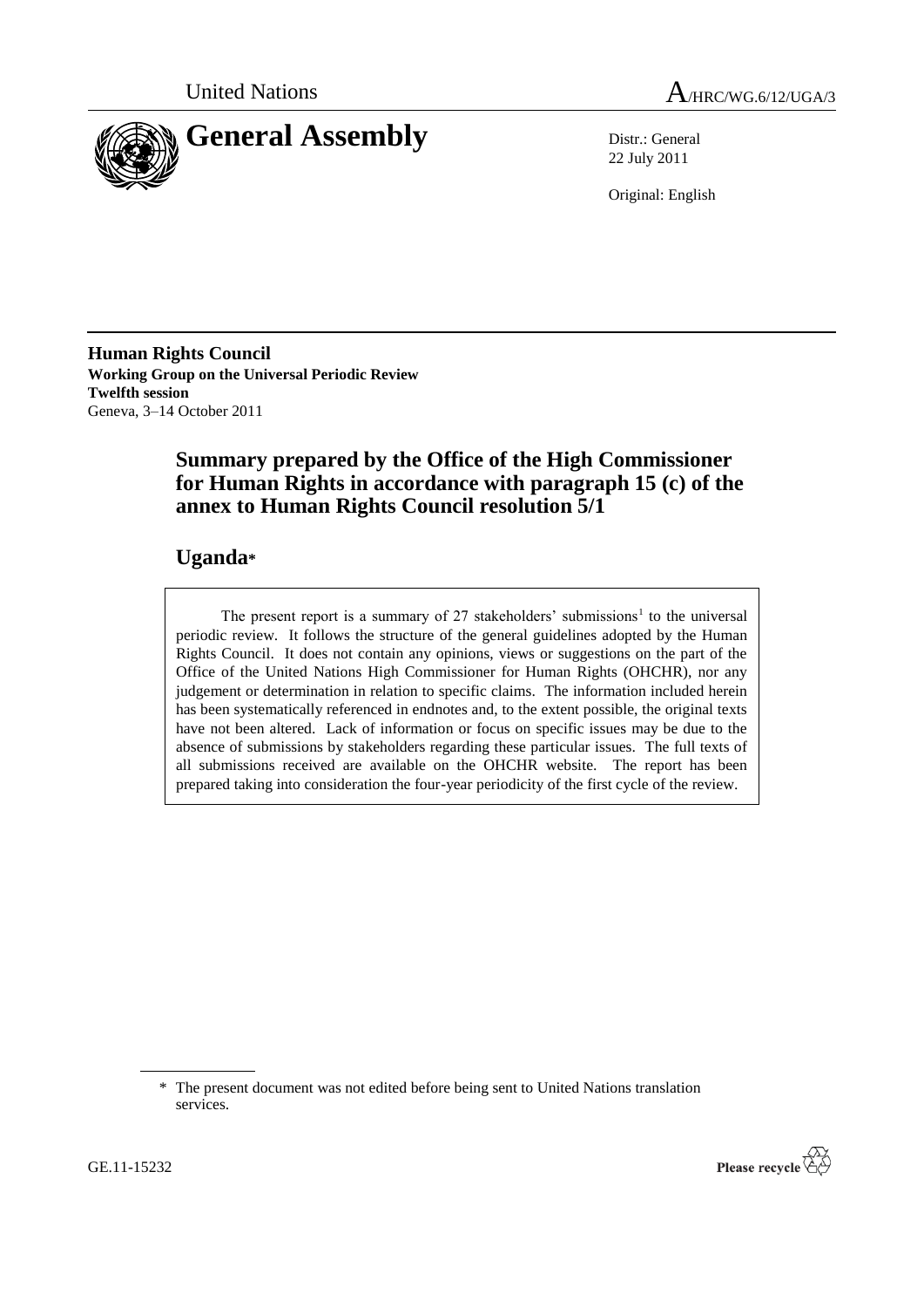United Nations

A/HRC/WG.6/12/UGA/3

# General Assembly

Distr.: General
22 July 2011

Original: English

**Human Rights Council**
**Working Group on the Universal Periodic Review**
**Twelfth session**
Geneva, 3–14 October 2011

## Summary prepared by the Office of the High Commissioner for Human Rights in accordance with paragraph 15 (c) of the annex to Human Rights Council resolution 5/1

## Uganda*

The present report is a summary of 27 stakeholders' submissions[1] to the universal periodic review. It follows the structure of the general guidelines adopted by the Human Rights Council. It does not contain any opinions, views or suggestions on the part of the Office of the United Nations High Commissioner for Human Rights (OHCHR), nor any judgement or determination in relation to specific claims. The information included herein has been systematically referenced in endnotes and, to the extent possible, the original texts have not been altered. Lack of information or focus on specific issues may be due to the absence of submissions by stakeholders regarding these particular issues. The full texts of all submissions received are available on the OHCHR website. The report has been prepared taking into consideration the four-year periodicity of the first cycle of the review.

\* The present document was not edited before being sent to United Nations translation services.

GE.11-15232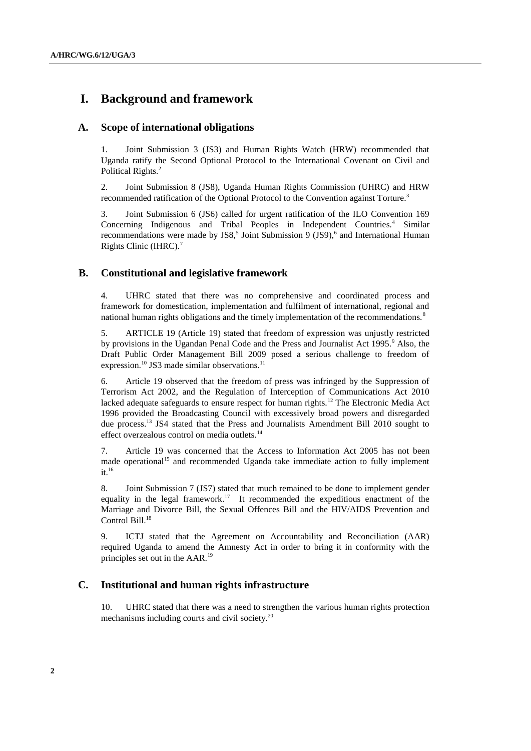# I. Background and framework

## A. Scope of international obligations

1. Joint Submission 3 (JS3) and Human Rights Watch (HRW) recommended that Uganda ratify the Second Optional Protocol to the International Covenant on Civil and Political Rights.[2]

2. Joint Submission 8 (JS8), Uganda Human Rights Commission (UHRC) and HRW recommended ratification of the Optional Protocol to the Convention against Torture.[3]

3. Joint Submission 6 (JS6) called for urgent ratification of the ILO Convention 169 Concerning Indigenous and Tribal Peoples in Independent Countries.[4] Similar recommendations were made by JS8,[5] Joint Submission 9 (JS9),[6] and International Human Rights Clinic (IHRC).[7]

## B. Constitutional and legislative framework

4. UHRC stated that there was no comprehensive and coordinated process and framework for domestication, implementation and fulfilment of international, regional and national human rights obligations and the timely implementation of the recommendations.[8]

5. ARTICLE 19 (Article 19) stated that freedom of expression was unjustly restricted by provisions in the Ugandan Penal Code and the Press and Journalist Act 1995.[9] Also, the Draft Public Order Management Bill 2009 posed a serious challenge to freedom of expression.[10] JS3 made similar observations.[11]

6. Article 19 observed that the freedom of press was infringed by the Suppression of Terrorism Act 2002, and the Regulation of Interception of Communications Act 2010 lacked adequate safeguards to ensure respect for human rights.[12] The Electronic Media Act 1996 provided the Broadcasting Council with excessively broad powers and disregarded due process.[13] JS4 stated that the Press and Journalists Amendment Bill 2010 sought to effect overzealous control on media outlets.[14]

7. Article 19 was concerned that the Access to Information Act 2005 has not been made operational[15] and recommended Uganda take immediate action to fully implement it.[16]

8. Joint Submission 7 (JS7) stated that much remained to be done to implement gender equality in the legal framework.[17] It recommended the expeditious enactment of the Marriage and Divorce Bill, the Sexual Offences Bill and the HIV/AIDS Prevention and Control Bill.[18]

9. ICTJ stated that the Agreement on Accountability and Reconciliation (AAR) required Uganda to amend the Amnesty Act in order to bring it in conformity with the principles set out in the AAR.[19]

## C. Institutional and human rights infrastructure

10. UHRC stated that there was a need to strengthen the various human rights protection mechanisms including courts and civil society.[20]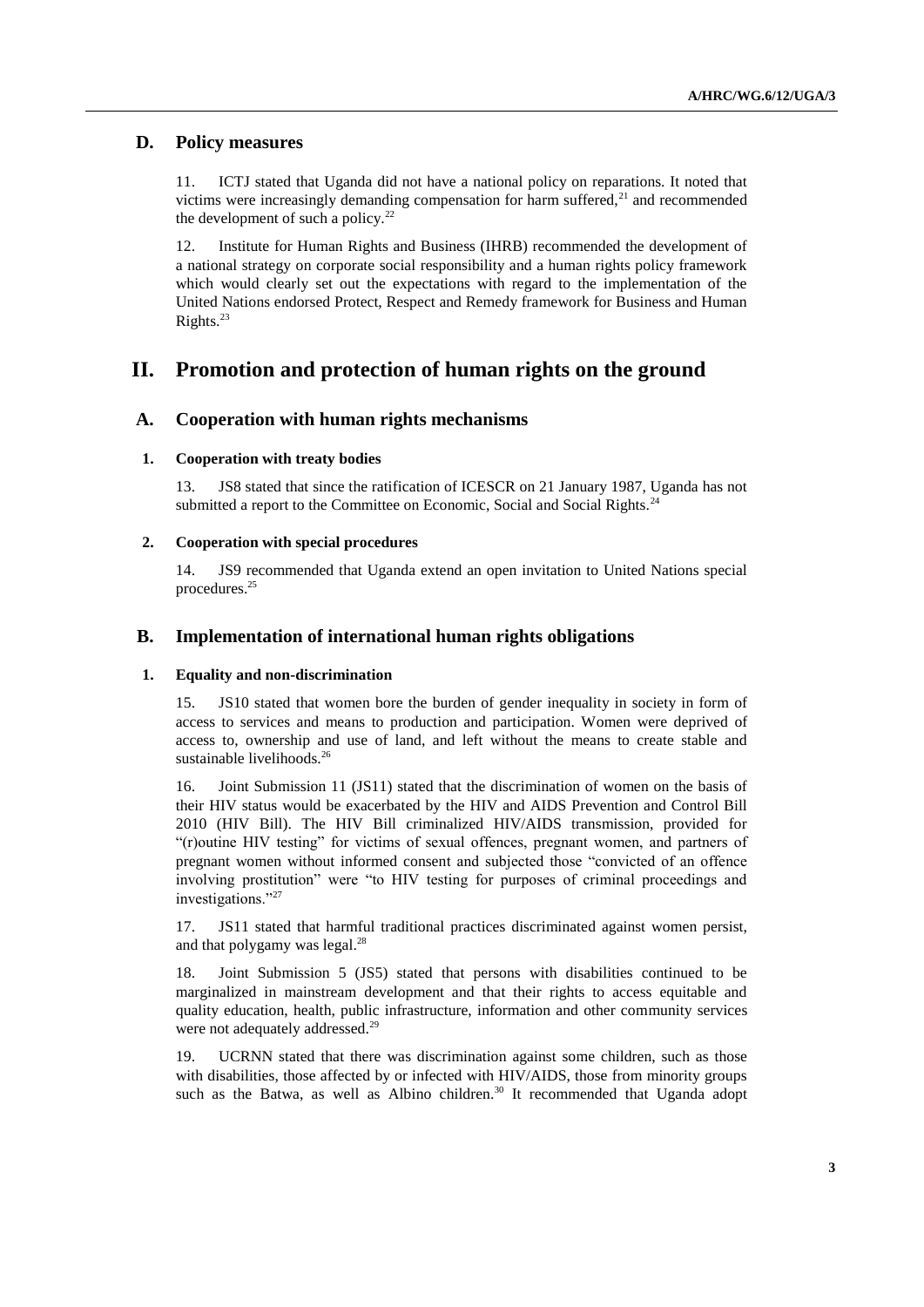## D. Policy measures

11. ICTJ stated that Uganda did not have a national policy on reparations. It noted that victims were increasingly demanding compensation for harm suffered,[21] and recommended the development of such a policy.[22]

12. Institute for Human Rights and Business (IHRB) recommended the development of a national strategy on corporate social responsibility and a human rights policy framework which would clearly set out the expectations with regard to the implementation of the United Nations endorsed Protect, Respect and Remedy framework for Business and Human Rights.[23]

# II. Promotion and protection of human rights on the ground

## A. Cooperation with human rights mechanisms

### 1. Cooperation with treaty bodies

13. JS8 stated that since the ratification of ICESCR on 21 January 1987, Uganda has not submitted a report to the Committee on Economic, Social and Social Rights.[24]

### 2. Cooperation with special procedures

14. JS9 recommended that Uganda extend an open invitation to United Nations special procedures.[25]

## B. Implementation of international human rights obligations

### 1. Equality and non-discrimination

15. JS10 stated that women bore the burden of gender inequality in society in form of access to services and means to production and participation. Women were deprived of access to, ownership and use of land, and left without the means to create stable and sustainable livelihoods.[26]

16. Joint Submission 11 (JS11) stated that the discrimination of women on the basis of their HIV status would be exacerbated by the HIV and AIDS Prevention and Control Bill 2010 (HIV Bill). The HIV Bill criminalized HIV/AIDS transmission, provided for "(r)outine HIV testing" for victims of sexual offences, pregnant women, and partners of pregnant women without informed consent and subjected those "convicted of an offence involving prostitution" were "to HIV testing for purposes of criminal proceedings and investigations."[27]

17. JS11 stated that harmful traditional practices discriminated against women persist, and that polygamy was legal.[28]

18. Joint Submission 5 (JS5) stated that persons with disabilities continued to be marginalized in mainstream development and that their rights to access equitable and quality education, health, public infrastructure, information and other community services were not adequately addressed.[29]

19. UCRNN stated that there was discrimination against some children, such as those with disabilities, those affected by or infected with HIV/AIDS, those from minority groups such as the Batwa, as well as Albino children.[30] It recommended that Uganda adopt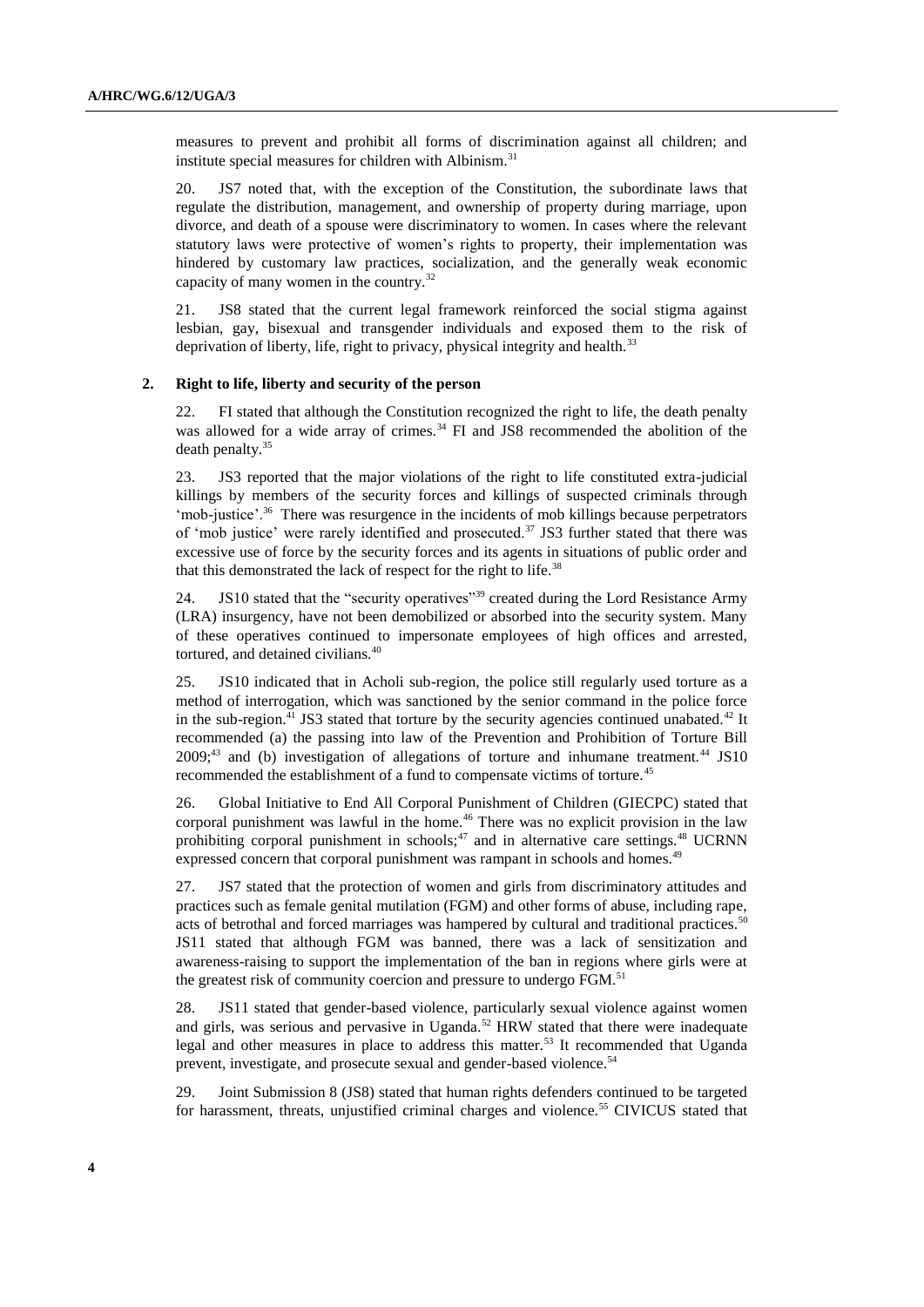measures to prevent and prohibit all forms of discrimination against all children; and institute special measures for children with Albinism.[31]

20. JS7 noted that, with the exception of the Constitution, the subordinate laws that regulate the distribution, management, and ownership of property during marriage, upon divorce, and death of a spouse were discriminatory to women. In cases where the relevant statutory laws were protective of women's rights to property, their implementation was hindered by customary law practices, socialization, and the generally weak economic capacity of many women in the country.[32]

21. JS8 stated that the current legal framework reinforced the social stigma against lesbian, gay, bisexual and transgender individuals and exposed them to the risk of deprivation of liberty, life, right to privacy, physical integrity and health.[33]

### 2. Right to life, liberty and security of the person

22. FI stated that although the Constitution recognized the right to life, the death penalty was allowed for a wide array of crimes.[34] FI and JS8 recommended the abolition of the death penalty.[35]

23. JS3 reported that the major violations of the right to life constituted extra-judicial killings by members of the security forces and killings of suspected criminals through 'mob-justice'.[36] There was resurgence in the incidents of mob killings because perpetrators of 'mob justice' were rarely identified and prosecuted.[37] JS3 further stated that there was excessive use of force by the security forces and its agents in situations of public order and that this demonstrated the lack of respect for the right to life.[38]

24. JS10 stated that the "security operatives"[39] created during the Lord Resistance Army (LRA) insurgency, have not been demobilized or absorbed into the security system. Many of these operatives continued to impersonate employees of high offices and arrested, tortured, and detained civilians.[40]

25. JS10 indicated that in Acholi sub-region, the police still regularly used torture as a method of interrogation, which was sanctioned by the senior command in the police force in the sub-region.[41] JS3 stated that torture by the security agencies continued unabated.[42] It recommended (a) the passing into law of the Prevention and Prohibition of Torture Bill 2009;[43] and (b) investigation of allegations of torture and inhumane treatment.[44] JS10 recommended the establishment of a fund to compensate victims of torture.[45]

26. Global Initiative to End All Corporal Punishment of Children (GIECPC) stated that corporal punishment was lawful in the home.[46] There was no explicit provision in the law prohibiting corporal punishment in schools;[47] and in alternative care settings.[48] UCRNN expressed concern that corporal punishment was rampant in schools and homes.[49]

27. JS7 stated that the protection of women and girls from discriminatory attitudes and practices such as female genital mutilation (FGM) and other forms of abuse, including rape, acts of betrothal and forced marriages was hampered by cultural and traditional practices.[50] JS11 stated that although FGM was banned, there was a lack of sensitization and awareness-raising to support the implementation of the ban in regions where girls were at the greatest risk of community coercion and pressure to undergo FGM.[51]

28. JS11 stated that gender-based violence, particularly sexual violence against women and girls, was serious and pervasive in Uganda.[52] HRW stated that there were inadequate legal and other measures in place to address this matter.[53] It recommended that Uganda prevent, investigate, and prosecute sexual and gender-based violence.[54]

29. Joint Submission 8 (JS8) stated that human rights defenders continued to be targeted for harassment, threats, unjustified criminal charges and violence.[55] CIVICUS stated that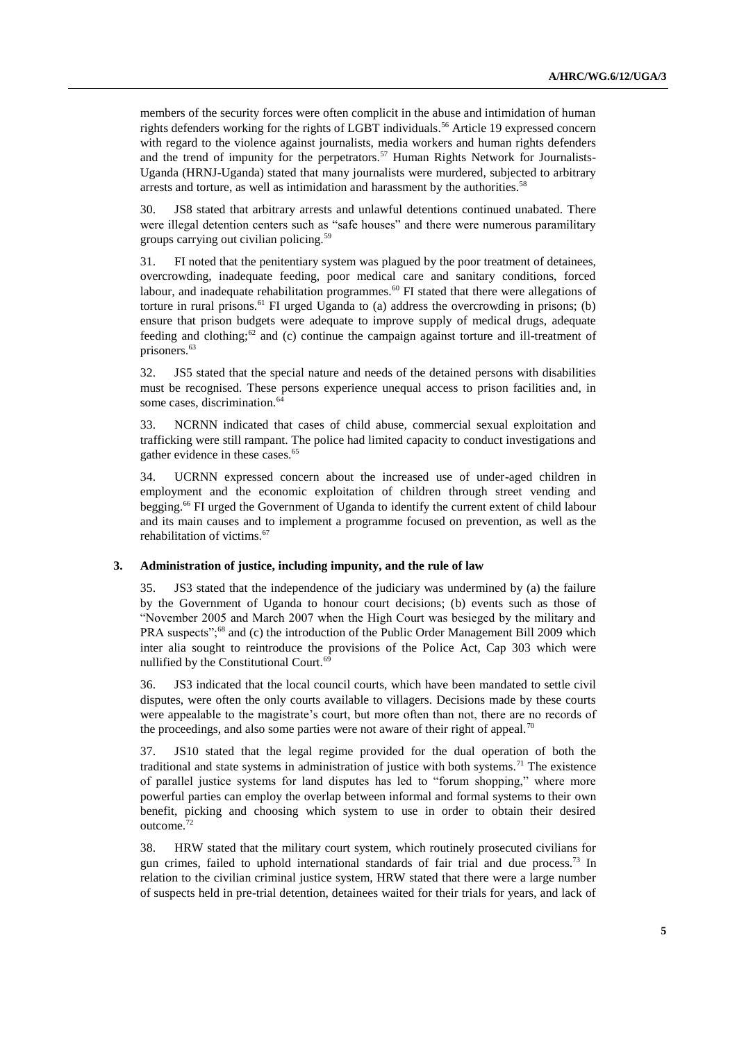members of the security forces were often complicit in the abuse and intimidation of human rights defenders working for the rights of LGBT individuals.[56] Article 19 expressed concern with regard to the violence against journalists, media workers and human rights defenders and the trend of impunity for the perpetrators.[57] Human Rights Network for Journalists-Uganda (HRNJ-Uganda) stated that many journalists were murdered, subjected to arbitrary arrests and torture, as well as intimidation and harassment by the authorities.[58]

30. JS8 stated that arbitrary arrests and unlawful detentions continued unabated. There were illegal detention centers such as "safe houses" and there were numerous paramilitary groups carrying out civilian policing.[59]

31. FI noted that the penitentiary system was plagued by the poor treatment of detainees, overcrowding, inadequate feeding, poor medical care and sanitary conditions, forced labour, and inadequate rehabilitation programmes.[60] FI stated that there were allegations of torture in rural prisons.[61] FI urged Uganda to (a) address the overcrowding in prisons; (b) ensure that prison budgets were adequate to improve supply of medical drugs, adequate feeding and clothing;[62] and (c) continue the campaign against torture and ill-treatment of prisoners.[63]

32. JS5 stated that the special nature and needs of the detained persons with disabilities must be recognised. These persons experience unequal access to prison facilities and, in some cases, discrimination.[64]

33. NCRNN indicated that cases of child abuse, commercial sexual exploitation and trafficking were still rampant. The police had limited capacity to conduct investigations and gather evidence in these cases.[65]

34. UCRNN expressed concern about the increased use of under-aged children in employment and the economic exploitation of children through street vending and begging.[66] FI urged the Government of Uganda to identify the current extent of child labour and its main causes and to implement a programme focused on prevention, as well as the rehabilitation of victims.[67]

### 3. Administration of justice, including impunity, and the rule of law

35. JS3 stated that the independence of the judiciary was undermined by (a) the failure by the Government of Uganda to honour court decisions; (b) events such as those of "November 2005 and March 2007 when the High Court was besieged by the military and PRA suspects";[68] and (c) the introduction of the Public Order Management Bill 2009 which inter alia sought to reintroduce the provisions of the Police Act, Cap 303 which were nullified by the Constitutional Court.[69]

36. JS3 indicated that the local council courts, which have been mandated to settle civil disputes, were often the only courts available to villagers. Decisions made by these courts were appealable to the magistrate's court, but more often than not, there are no records of the proceedings, and also some parties were not aware of their right of appeal.[70]

37. JS10 stated that the legal regime provided for the dual operation of both the traditional and state systems in administration of justice with both systems.[71] The existence of parallel justice systems for land disputes has led to "forum shopping," where more powerful parties can employ the overlap between informal and formal systems to their own benefit, picking and choosing which system to use in order to obtain their desired outcome.[72]

38. HRW stated that the military court system, which routinely prosecuted civilians for gun crimes, failed to uphold international standards of fair trial and due process.[73] In relation to the civilian criminal justice system, HRW stated that there were a large number of suspects held in pre-trial detention, detainees waited for their trials for years, and lack of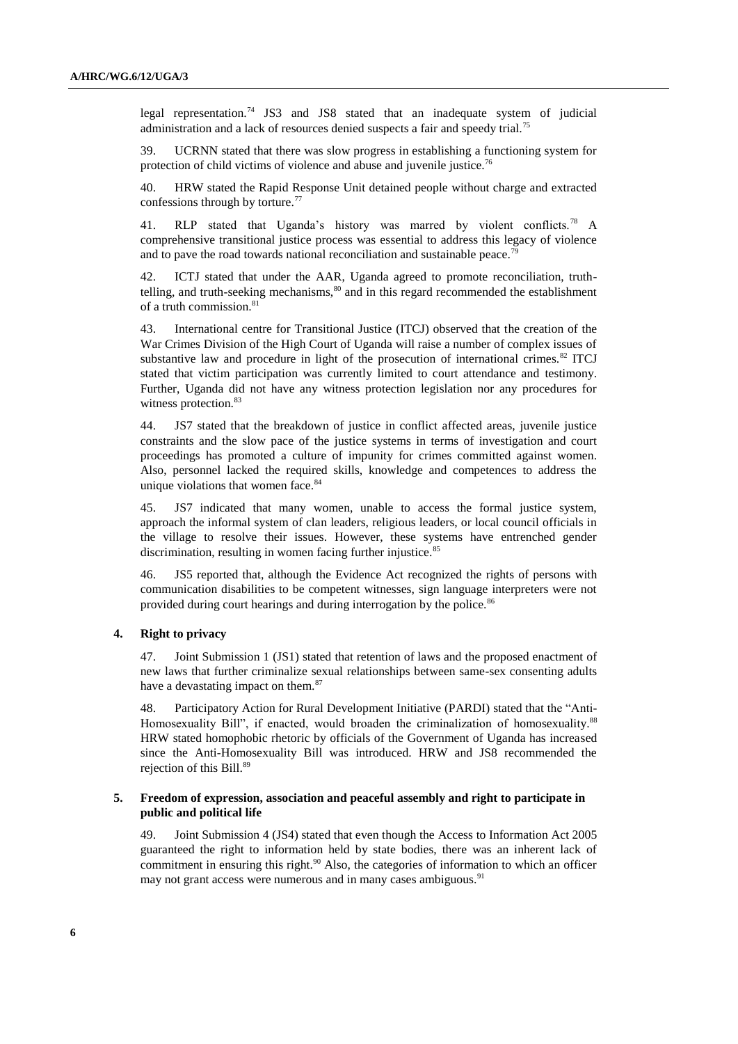legal representation.[74] JS3 and JS8 stated that an inadequate system of judicial administration and a lack of resources denied suspects a fair and speedy trial.[75]

39. UCRNN stated that there was slow progress in establishing a functioning system for protection of child victims of violence and abuse and juvenile justice.[76]

40. HRW stated the Rapid Response Unit detained people without charge and extracted confessions through by torture.[77]

41. RLP stated that Uganda's history was marred by violent conflicts.[78] A comprehensive transitional justice process was essential to address this legacy of violence and to pave the road towards national reconciliation and sustainable peace.[79]

42. ICTJ stated that under the AAR, Uganda agreed to promote reconciliation, truth-telling, and truth-seeking mechanisms,[80] and in this regard recommended the establishment of a truth commission.[81]

43. International centre for Transitional Justice (ITCJ) observed that the creation of the War Crimes Division of the High Court of Uganda will raise a number of complex issues of substantive law and procedure in light of the prosecution of international crimes.[82] ITCJ stated that victim participation was currently limited to court attendance and testimony. Further, Uganda did not have any witness protection legislation nor any procedures for witness protection.[83]

44. JS7 stated that the breakdown of justice in conflict affected areas, juvenile justice constraints and the slow pace of the justice systems in terms of investigation and court proceedings has promoted a culture of impunity for crimes committed against women. Also, personnel lacked the required skills, knowledge and competences to address the unique violations that women face.[84]

45. JS7 indicated that many women, unable to access the formal justice system, approach the informal system of clan leaders, religious leaders, or local council officials in the village to resolve their issues. However, these systems have entrenched gender discrimination, resulting in women facing further injustice.[85]

46. JS5 reported that, although the Evidence Act recognized the rights of persons with communication disabilities to be competent witnesses, sign language interpreters were not provided during court hearings and during interrogation by the police.[86]

### 4. Right to privacy

47. Joint Submission 1 (JS1) stated that retention of laws and the proposed enactment of new laws that further criminalize sexual relationships between same-sex consenting adults have a devastating impact on them.[87]

48. Participatory Action for Rural Development Initiative (PARDI) stated that the "Anti-Homosexuality Bill", if enacted, would broaden the criminalization of homosexuality.[88] HRW stated homophobic rhetoric by officials of the Government of Uganda has increased since the Anti-Homosexuality Bill was introduced. HRW and JS8 recommended the rejection of this Bill.[89]

### 5. Freedom of expression, association and peaceful assembly and right to participate in public and political life

49. Joint Submission 4 (JS4) stated that even though the Access to Information Act 2005 guaranteed the right to information held by state bodies, there was an inherent lack of commitment in ensuring this right.[90] Also, the categories of information to which an officer may not grant access were numerous and in many cases ambiguous.[91]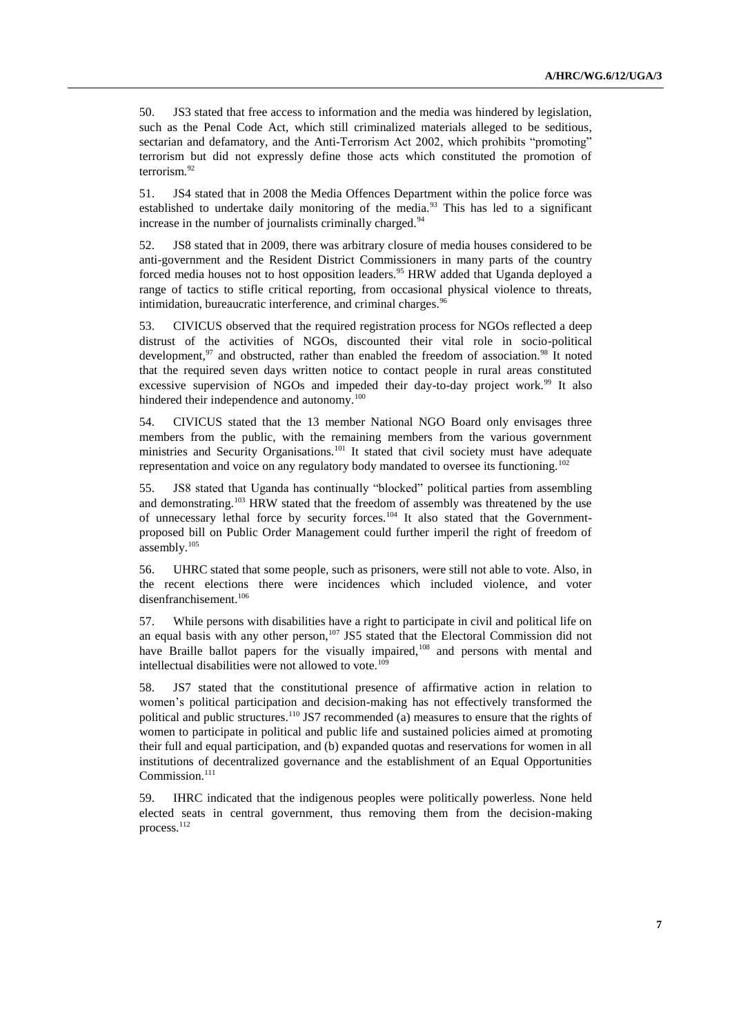50. JS3 stated that free access to information and the media was hindered by legislation, such as the Penal Code Act, which still criminalized materials alleged to be seditious, sectarian and defamatory, and the Anti-Terrorism Act 2002, which prohibits "promoting" terrorism but did not expressly define those acts which constituted the promotion of terrorism.[92]

51. JS4 stated that in 2008 the Media Offences Department within the police force was established to undertake daily monitoring of the media.[93] This has led to a significant increase in the number of journalists criminally charged.[94]

52. JS8 stated that in 2009, there was arbitrary closure of media houses considered to be anti-government and the Resident District Commissioners in many parts of the country forced media houses not to host opposition leaders.[95] HRW added that Uganda deployed a range of tactics to stifle critical reporting, from occasional physical violence to threats, intimidation, bureaucratic interference, and criminal charges.[96]

53. CIVICUS observed that the required registration process for NGOs reflected a deep distrust of the activities of NGOs, discounted their vital role in socio-political development,[97] and obstructed, rather than enabled the freedom of association.[98] It noted that the required seven days written notice to contact people in rural areas constituted excessive supervision of NGOs and impeded their day-to-day project work.[99] It also hindered their independence and autonomy.[100]

54. CIVICUS stated that the 13 member National NGO Board only envisages three members from the public, with the remaining members from the various government ministries and Security Organisations.[101] It stated that civil society must have adequate representation and voice on any regulatory body mandated to oversee its functioning.[102]

55. JS8 stated that Uganda has continually "blocked" political parties from assembling and demonstrating.[103] HRW stated that the freedom of assembly was threatened by the use of unnecessary lethal force by security forces.[104] It also stated that the Government-proposed bill on Public Order Management could further imperil the right of freedom of assembly.[105]

56. UHRC stated that some people, such as prisoners, were still not able to vote. Also, in the recent elections there were incidences which included violence, and voter disenfranchisement.[106]

57. While persons with disabilities have a right to participate in civil and political life on an equal basis with any other person,[107] JS5 stated that the Electoral Commission did not have Braille ballot papers for the visually impaired,[108] and persons with mental and intellectual disabilities were not allowed to vote.[109]

58. JS7 stated that the constitutional presence of affirmative action in relation to women's political participation and decision-making has not effectively transformed the political and public structures.[110] JS7 recommended (a) measures to ensure that the rights of women to participate in political and public life and sustained policies aimed at promoting their full and equal participation, and (b) expanded quotas and reservations for women in all institutions of decentralized governance and the establishment of an Equal Opportunities Commission.[111]

59. IHRC indicated that the indigenous peoples were politically powerless. None held elected seats in central government, thus removing them from the decision-making process.[112]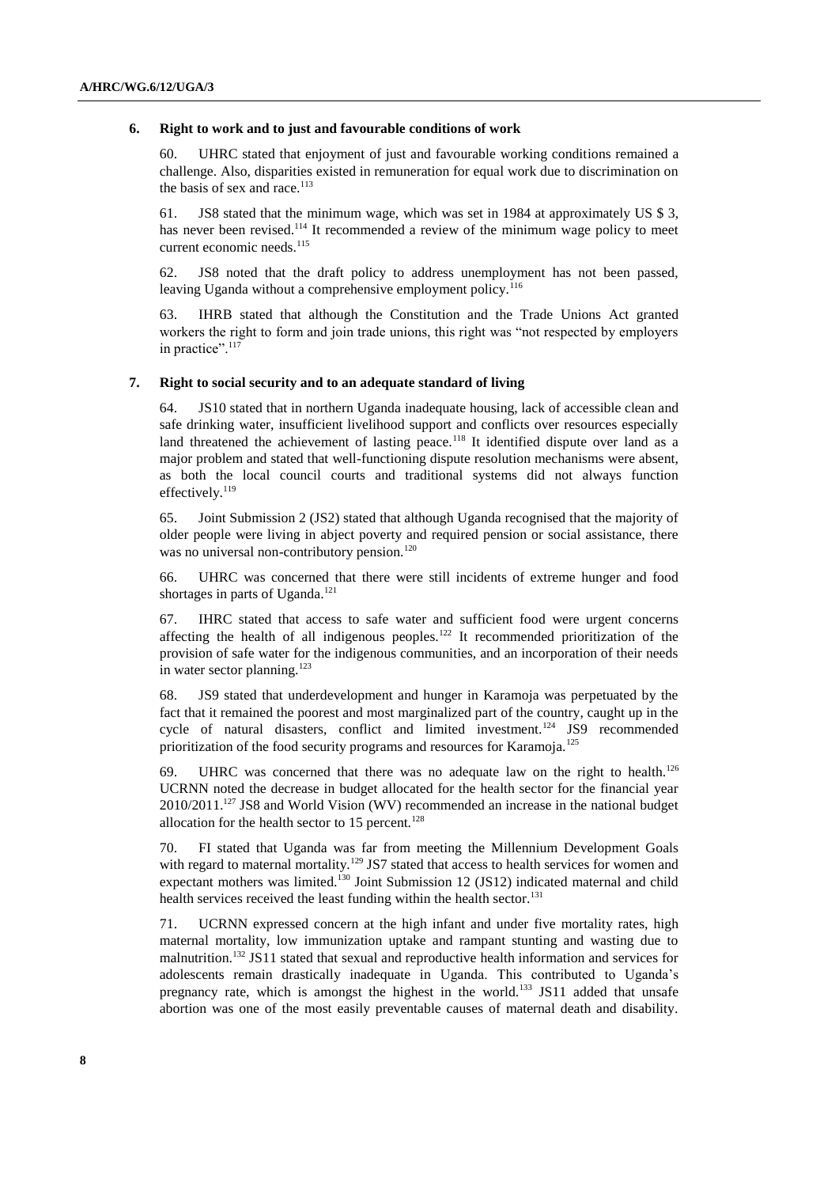### 6. Right to work and to just and favourable conditions of work

60. UHRC stated that enjoyment of just and favourable working conditions remained a challenge. Also, disparities existed in remuneration for equal work due to discrimination on the basis of sex and race.[113]

61. JS8 stated that the minimum wage, which was set in 1984 at approximately US $ 3, has never been revised.[114] It recommended a review of the minimum wage policy to meet current economic needs.[115]

62. JS8 noted that the draft policy to address unemployment has not been passed, leaving Uganda without a comprehensive employment policy.[116]

63. IHRB stated that although the Constitution and the Trade Unions Act granted workers the right to form and join trade unions, this right was "not respected by employers in practice".[117]

### 7. Right to social security and to an adequate standard of living

64. JS10 stated that in northern Uganda inadequate housing, lack of accessible clean and safe drinking water, insufficient livelihood support and conflicts over resources especially land threatened the achievement of lasting peace.[118] It identified dispute over land as a major problem and stated that well-functioning dispute resolution mechanisms were absent, as both the local council courts and traditional systems did not always function effectively.[119]

65. Joint Submission 2 (JS2) stated that although Uganda recognised that the majority of older people were living in abject poverty and required pension or social assistance, there was no universal non-contributory pension.[120]

66. UHRC was concerned that there were still incidents of extreme hunger and food shortages in parts of Uganda.[121]

67. IHRC stated that access to safe water and sufficient food were urgent concerns affecting the health of all indigenous peoples.[122] It recommended prioritization of the provision of safe water for the indigenous communities, and an incorporation of their needs in water sector planning.[123]

68. JS9 stated that underdevelopment and hunger in Karamoja was perpetuated by the fact that it remained the poorest and most marginalized part of the country, caught up in the cycle of natural disasters, conflict and limited investment.[124] JS9 recommended prioritization of the food security programs and resources for Karamoja.[125]

69. UHRC was concerned that there was no adequate law on the right to health.[126] UCRNN noted the decrease in budget allocated for the health sector for the financial year 2010/2011.[127] JS8 and World Vision (WV) recommended an increase in the national budget allocation for the health sector to 15 percent.[128]

70. FI stated that Uganda was far from meeting the Millennium Development Goals with regard to maternal mortality.[129] JS7 stated that access to health services for women and expectant mothers was limited.[130] Joint Submission 12 (JS12) indicated maternal and child health services received the least funding within the health sector.[131]

71. UCRNN expressed concern at the high infant and under five mortality rates, high maternal mortality, low immunization uptake and rampant stunting and wasting due to malnutrition.[132] JS11 stated that sexual and reproductive health information and services for adolescents remain drastically inadequate in Uganda. This contributed to Uganda's pregnancy rate, which is amongst the highest in the world.[133] JS11 added that unsafe abortion was one of the most easily preventable causes of maternal death and disability.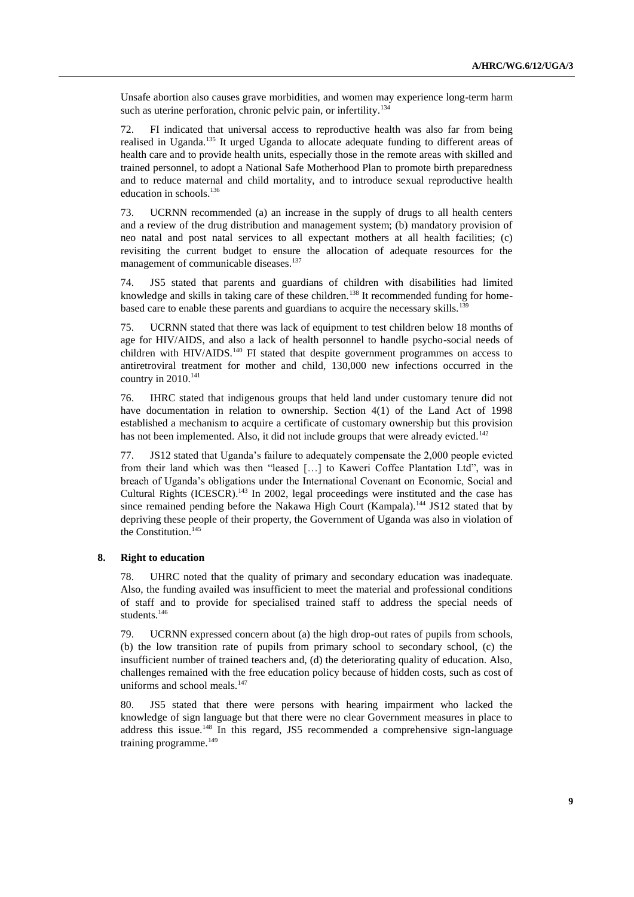Unsafe abortion also causes grave morbidities, and women may experience long-term harm such as uterine perforation, chronic pelvic pain, or infertility.[134]

72. FI indicated that universal access to reproductive health was also far from being realised in Uganda.[135] It urged Uganda to allocate adequate funding to different areas of health care and to provide health units, especially those in the remote areas with skilled and trained personnel, to adopt a National Safe Motherhood Plan to promote birth preparedness and to reduce maternal and child mortality, and to introduce sexual reproductive health education in schools.[136]

73. UCRNN recommended (a) an increase in the supply of drugs to all health centers and a review of the drug distribution and management system; (b) mandatory provision of neo natal and post natal services to all expectant mothers at all health facilities; (c) revisiting the current budget to ensure the allocation of adequate resources for the management of communicable diseases.[137]

74. JS5 stated that parents and guardians of children with disabilities had limited knowledge and skills in taking care of these children.[138] It recommended funding for home-based care to enable these parents and guardians to acquire the necessary skills.[139]

75. UCRNN stated that there was lack of equipment to test children below 18 months of age for HIV/AIDS, and also a lack of health personnel to handle psycho-social needs of children with HIV/AIDS.[140] FI stated that despite government programmes on access to antiretroviral treatment for mother and child, 130,000 new infections occurred in the country in 2010.[141]

76. IHRC stated that indigenous groups that held land under customary tenure did not have documentation in relation to ownership. Section 4(1) of the Land Act of 1998 established a mechanism to acquire a certificate of customary ownership but this provision has not been implemented. Also, it did not include groups that were already evicted.[142]

77. JS12 stated that Uganda's failure to adequately compensate the 2,000 people evicted from their land which was then "leased […] to Kaweri Coffee Plantation Ltd", was in breach of Uganda's obligations under the International Covenant on Economic, Social and Cultural Rights (ICESCR).[143] In 2002, legal proceedings were instituted and the case has since remained pending before the Nakawa High Court (Kampala).[144] JS12 stated that by depriving these people of their property, the Government of Uganda was also in violation of the Constitution.[145]

## 8. Right to education

78. UHRC noted that the quality of primary and secondary education was inadequate. Also, the funding availed was insufficient to meet the material and professional conditions of staff and to provide for specialised trained staff to address the special needs of students.[146]

79. UCRNN expressed concern about (a) the high drop-out rates of pupils from schools, (b) the low transition rate of pupils from primary school to secondary school, (c) the insufficient number of trained teachers and, (d) the deteriorating quality of education. Also, challenges remained with the free education policy because of hidden costs, such as cost of uniforms and school meals.[147]

80. JS5 stated that there were persons with hearing impairment who lacked the knowledge of sign language but that there were no clear Government measures in place to address this issue.[148] In this regard, JS5 recommended a comprehensive sign-language training programme.[149]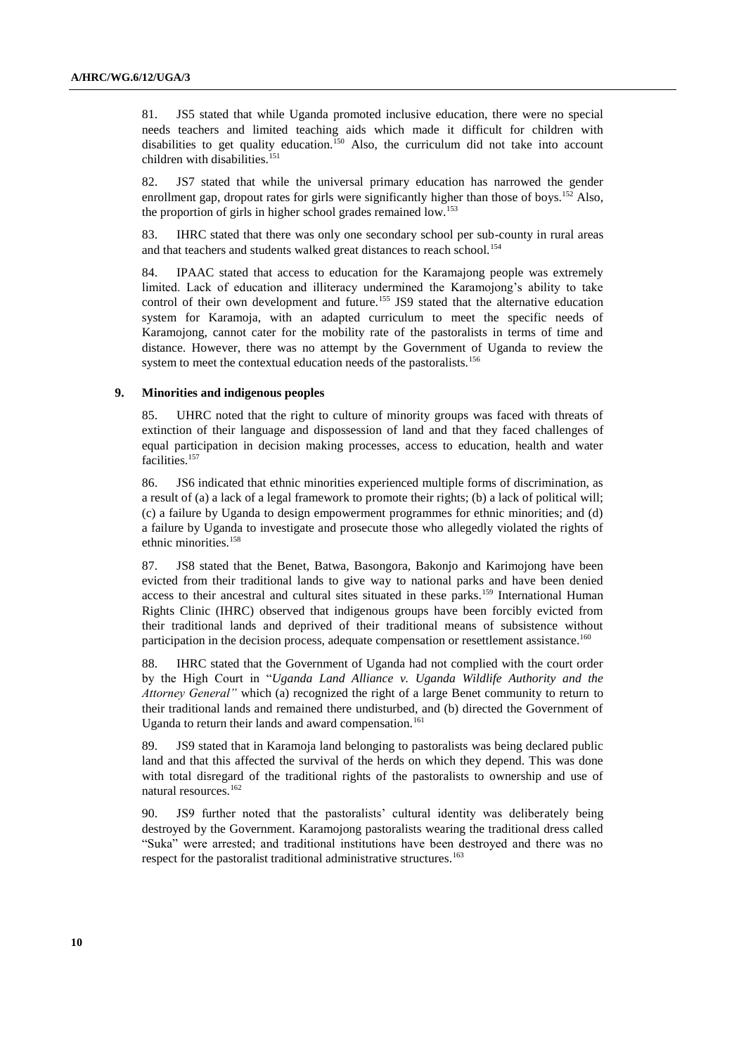81. JS5 stated that while Uganda promoted inclusive education, there were no special needs teachers and limited teaching aids which made it difficult for children with disabilities to get quality education.[150] Also, the curriculum did not take into account children with disabilities.[151]

82. JS7 stated that while the universal primary education has narrowed the gender enrollment gap, dropout rates for girls were significantly higher than those of boys.[152] Also, the proportion of girls in higher school grades remained low.[153]

83. IHRC stated that there was only one secondary school per sub-county in rural areas and that teachers and students walked great distances to reach school.[154]

84. IPAAC stated that access to education for the Karamajong people was extremely limited. Lack of education and illiteracy undermined the Karamojong's ability to take control of their own development and future.[155] JS9 stated that the alternative education system for Karamoja, with an adapted curriculum to meet the specific needs of Karamojong, cannot cater for the mobility rate of the pastoralists in terms of time and distance. However, there was no attempt by the Government of Uganda to review the system to meet the contextual education needs of the pastoralists.[156]

### 9. Minorities and indigenous peoples

85. UHRC noted that the right to culture of minority groups was faced with threats of extinction of their language and dispossession of land and that they faced challenges of equal participation in decision making processes, access to education, health and water facilities.[157]

86. JS6 indicated that ethnic minorities experienced multiple forms of discrimination, as a result of (a) a lack of a legal framework to promote their rights; (b) a lack of political will; (c) a failure by Uganda to design empowerment programmes for ethnic minorities; and (d) a failure by Uganda to investigate and prosecute those who allegedly violated the rights of ethnic minorities.[158]

87. JS8 stated that the Benet, Batwa, Basongora, Bakonjo and Karimojong have been evicted from their traditional lands to give way to national parks and have been denied access to their ancestral and cultural sites situated in these parks.[159] International Human Rights Clinic (IHRC) observed that indigenous groups have been forcibly evicted from their traditional lands and deprived of their traditional means of subsistence without participation in the decision process, adequate compensation or resettlement assistance.[160]

88. IHRC stated that the Government of Uganda had not complied with the court order by the High Court in "*Uganda Land Alliance v. Uganda Wildlife Authority and the Attorney General"* which (a) recognized the right of a large Benet community to return to their traditional lands and remained there undisturbed, and (b) directed the Government of Uganda to return their lands and award compensation.[161]

89. JS9 stated that in Karamoja land belonging to pastoralists was being declared public land and that this affected the survival of the herds on which they depend. This was done with total disregard of the traditional rights of the pastoralists to ownership and use of natural resources.[162]

90. JS9 further noted that the pastoralists' cultural identity was deliberately being destroyed by the Government. Karamojong pastoralists wearing the traditional dress called "Suka" were arrested; and traditional institutions have been destroyed and there was no respect for the pastoralist traditional administrative structures.[163]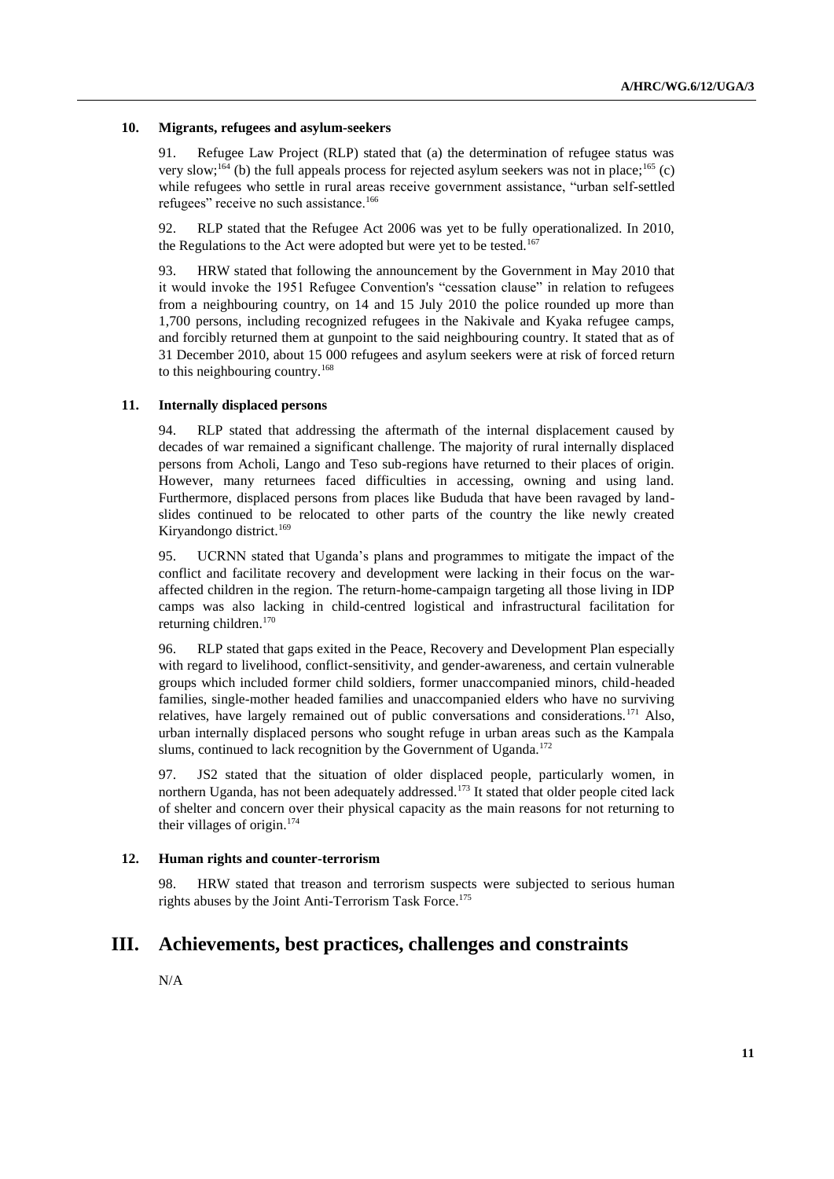### 10. Migrants, refugees and asylum-seekers

91. Refugee Law Project (RLP) stated that (a) the determination of refugee status was very slow;[164] (b) the full appeals process for rejected asylum seekers was not in place;[165] (c) while refugees who settle in rural areas receive government assistance, "urban self-settled refugees" receive no such assistance.[166]

92. RLP stated that the Refugee Act 2006 was yet to be fully operationalized. In 2010, the Regulations to the Act were adopted but were yet to be tested.[167]

93. HRW stated that following the announcement by the Government in May 2010 that it would invoke the 1951 Refugee Convention's "cessation clause" in relation to refugees from a neighbouring country, on 14 and 15 July 2010 the police rounded up more than 1,700 persons, including recognized refugees in the Nakivale and Kyaka refugee camps, and forcibly returned them at gunpoint to the said neighbouring country. It stated that as of 31 December 2010, about 15 000 refugees and asylum seekers were at risk of forced return to this neighbouring country.[168]

### 11. Internally displaced persons

94. RLP stated that addressing the aftermath of the internal displacement caused by decades of war remained a significant challenge. The majority of rural internally displaced persons from Acholi, Lango and Teso sub-regions have returned to their places of origin. However, many returnees faced difficulties in accessing, owning and using land. Furthermore, displaced persons from places like Bududa that have been ravaged by land-slides continued to be relocated to other parts of the country the like newly created Kiryandongo district.[169]

95. UCRNN stated that Uganda's plans and programmes to mitigate the impact of the conflict and facilitate recovery and development were lacking in their focus on the war-affected children in the region. The return-home-campaign targeting all those living in IDP camps was also lacking in child-centred logistical and infrastructural facilitation for returning children.[170]

96. RLP stated that gaps exited in the Peace, Recovery and Development Plan especially with regard to livelihood, conflict-sensitivity, and gender-awareness, and certain vulnerable groups which included former child soldiers, former unaccompanied minors, child-headed families, single-mother headed families and unaccompanied elders who have no surviving relatives, have largely remained out of public conversations and considerations.[171] Also, urban internally displaced persons who sought refuge in urban areas such as the Kampala slums, continued to lack recognition by the Government of Uganda.[172]

97. JS2 stated that the situation of older displaced people, particularly women, in northern Uganda, has not been adequately addressed.[173] It stated that older people cited lack of shelter and concern over their physical capacity as the main reasons for not returning to their villages of origin.[174]

### 12. Human rights and counter-terrorism

98. HRW stated that treason and terrorism suspects were subjected to serious human rights abuses by the Joint Anti-Terrorism Task Force.[175]

## III. Achievements, best practices, challenges and constraints

N/A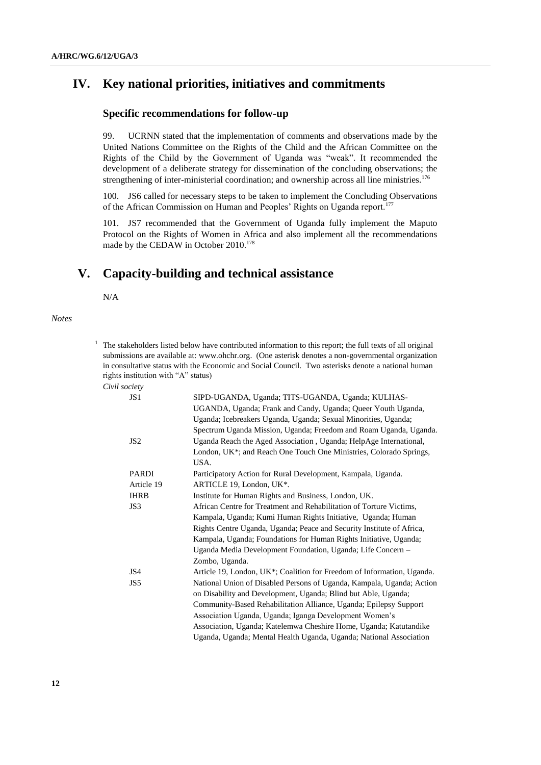# IV. Key national priorities, initiatives and commitments

### Specific recommendations for follow-up

99. UCRNN stated that the implementation of comments and observations made by the United Nations Committee on the Rights of the Child and the African Committee on the Rights of the Child by the Government of Uganda was "weak". It recommended the development of a deliberate strategy for dissemination of the concluding observations; the strengthening of inter-ministerial coordination; and ownership across all line ministries.[176]

100. JS6 called for necessary steps to be taken to implement the Concluding Observations of the African Commission on Human and Peoples' Rights on Uganda report.[177]

101. JS7 recommended that the Government of Uganda fully implement the Maputo Protocol on the Rights of Women in Africa and also implement all the recommendations made by the CEDAW in October 2010.[178]

# V. Capacity-building and technical assistance

N/A

*Notes*

[1] The stakeholders listed below have contributed information to this report; the full texts of all original submissions are available at: www.ohchr.org. (One asterisk denotes a non-governmental organization in consultative status with the Economic and Social Council. Two asterisks denote a national human rights institution with "A" status)

*Civil society*

| | |
|---|---|
| JS1 | SIPD-UGANDA, Uganda; TITS-UGANDA, Uganda; KULHAS-UGANDA, Uganda; Frank and Candy, Uganda; Queer Youth Uganda, Uganda; Icebreakers Uganda, Uganda; Sexual Minorities, Uganda; Spectrum Uganda Mission, Uganda; Freedom and Roam Uganda, Uganda. |
| JS2 | Uganda Reach the Aged Association , Uganda; HelpAge International, London, UK*; and Reach One Touch One Ministries, Colorado Springs, USA. |
| PARDI | Participatory Action for Rural Development, Kampala, Uganda. |
| Article 19 | ARTICLE 19, London, UK*. |
| IHRB | Institute for Human Rights and Business, London, UK. |
| JS3 | African Centre for Treatment and Rehabilitation of Torture Victims, Kampala, Uganda; Kumi Human Rights Initiative, Uganda; Human Rights Centre Uganda, Uganda; Peace and Security Institute of Africa, Kampala, Uganda; Foundations for Human Rights Initiative, Uganda; Uganda Media Development Foundation, Uganda; Life Concern – Zombo, Uganda. |
| JS4 | Article 19, London, UK*; Coalition for Freedom of Information, Uganda. |
| JS5 | National Union of Disabled Persons of Uganda, Kampala, Uganda; Action on Disability and Development, Uganda; Blind but Able, Uganda; Community-Based Rehabilitation Alliance, Uganda; Epilepsy Support Association Uganda, Uganda; Iganga Development Women's Association, Uganda; Katelemwa Cheshire Home, Uganda; Katutandike Uganda, Uganda; Mental Health Uganda, Uganda; National Association |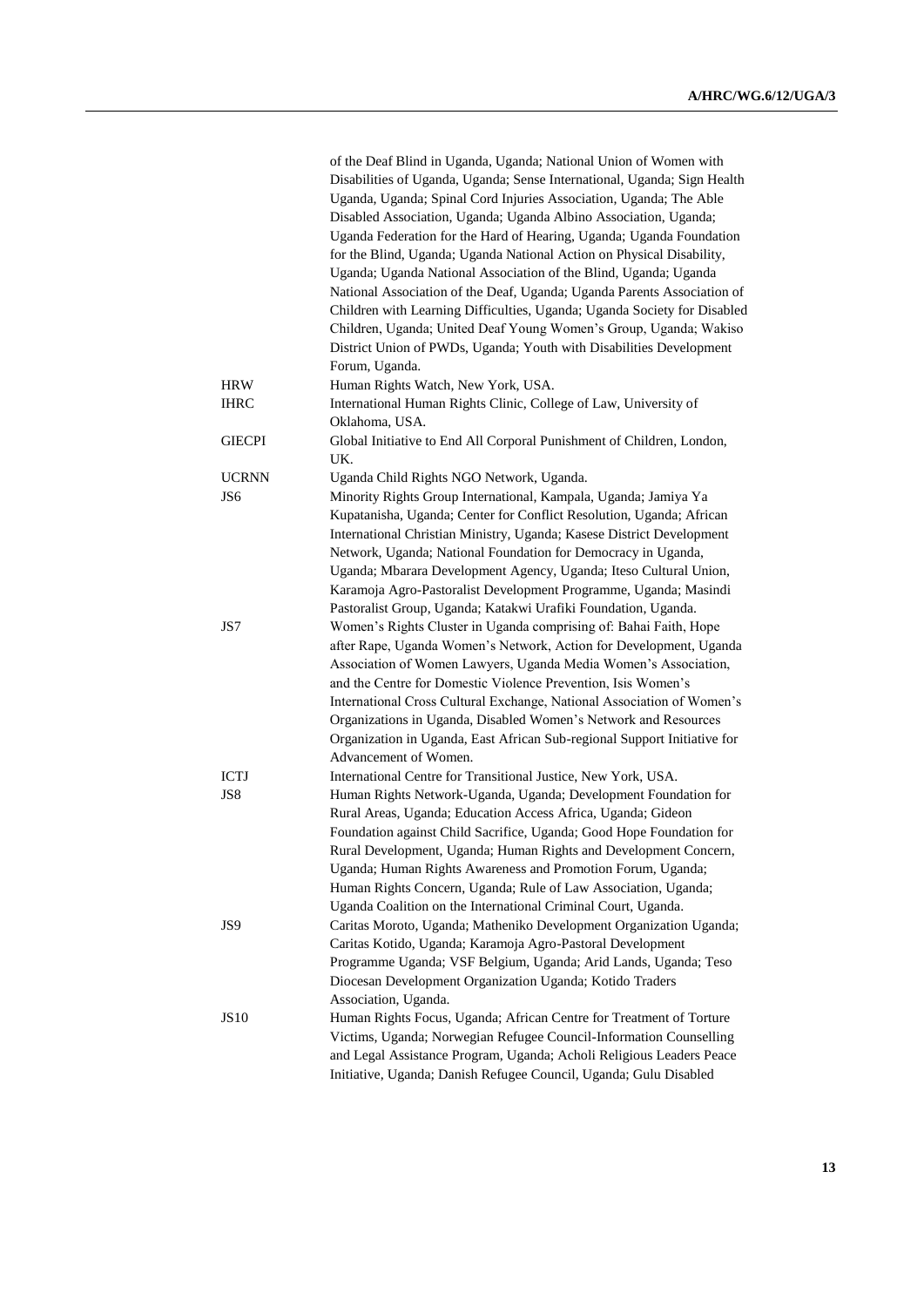| | |
|---|---|
| | of the Deaf Blind in Uganda, Uganda; National Union of Women with Disabilities of Uganda, Uganda; Sense International, Uganda; Sign Health Uganda, Uganda; Spinal Cord Injuries Association, Uganda; The Able Disabled Association, Uganda; Uganda Albino Association, Uganda; Uganda Federation for the Hard of Hearing, Uganda; Uganda Foundation for the Blind, Uganda; Uganda National Action on Physical Disability, Uganda; Uganda National Association of the Blind, Uganda; Uganda National Association of the Deaf, Uganda; Uganda Parents Association of Children with Learning Difficulties, Uganda; Uganda Society for Disabled Children, Uganda; United Deaf Young Women's Group, Uganda; Wakiso District Union of PWDs, Uganda; Youth with Disabilities Development Forum, Uganda. |
| HRW | Human Rights Watch, New York, USA. |
| IHRC | International Human Rights Clinic, College of Law, University of Oklahoma, USA. |
| GIECPI | Global Initiative to End All Corporal Punishment of Children, London, UK. |
| UCRNN | Uganda Child Rights NGO Network, Uganda. |
| JS6 | Minority Rights Group International, Kampala, Uganda; Jamiya Ya Kupatanisha, Uganda; Center for Conflict Resolution, Uganda; African International Christian Ministry, Uganda; Kasese District Development Network, Uganda; National Foundation for Democracy in Uganda, Uganda; Mbarara Development Agency, Uganda; Iteso Cultural Union, Karamoja Agro-Pastoralist Development Programme, Uganda; Masindi Pastoralist Group, Uganda; Katakwi Urafiki Foundation, Uganda. |
| JS7 | Women's Rights Cluster in Uganda comprising of: Bahai Faith, Hope after Rape, Uganda Women's Network, Action for Development, Uganda Association of Women Lawyers, Uganda Media Women's Association, and the Centre for Domestic Violence Prevention, Isis Women's International Cross Cultural Exchange, National Association of Women's Organizations in Uganda, Disabled Women's Network and Resources Organization in Uganda, East African Sub-regional Support Initiative for Advancement of Women. |
| ICTJ | International Centre for Transitional Justice, New York, USA. |
| JS8 | Human Rights Network-Uganda, Uganda; Development Foundation for Rural Areas, Uganda; Education Access Africa, Uganda; Gideon Foundation against Child Sacrifice, Uganda; Good Hope Foundation for Rural Development, Uganda; Human Rights and Development Concern, Uganda; Human Rights Awareness and Promotion Forum, Uganda; Human Rights Concern, Uganda; Rule of Law Association, Uganda; Uganda Coalition on the International Criminal Court, Uganda. |
| JS9 | Caritas Moroto, Uganda; Matheniko Development Organization Uganda; Caritas Kotido, Uganda; Karamoja Agro-Pastoral Development Programme Uganda; VSF Belgium, Uganda; Arid Lands, Uganda; Teso Diocesan Development Organization Uganda; Kotido Traders Association, Uganda. |
| JS10 | Human Rights Focus, Uganda; African Centre for Treatment of Torture Victims, Uganda; Norwegian Refugee Council-Information Counselling and Legal Assistance Program, Uganda; Acholi Religious Leaders Peace Initiative, Uganda; Danish Refugee Council, Uganda; Gulu Disabled |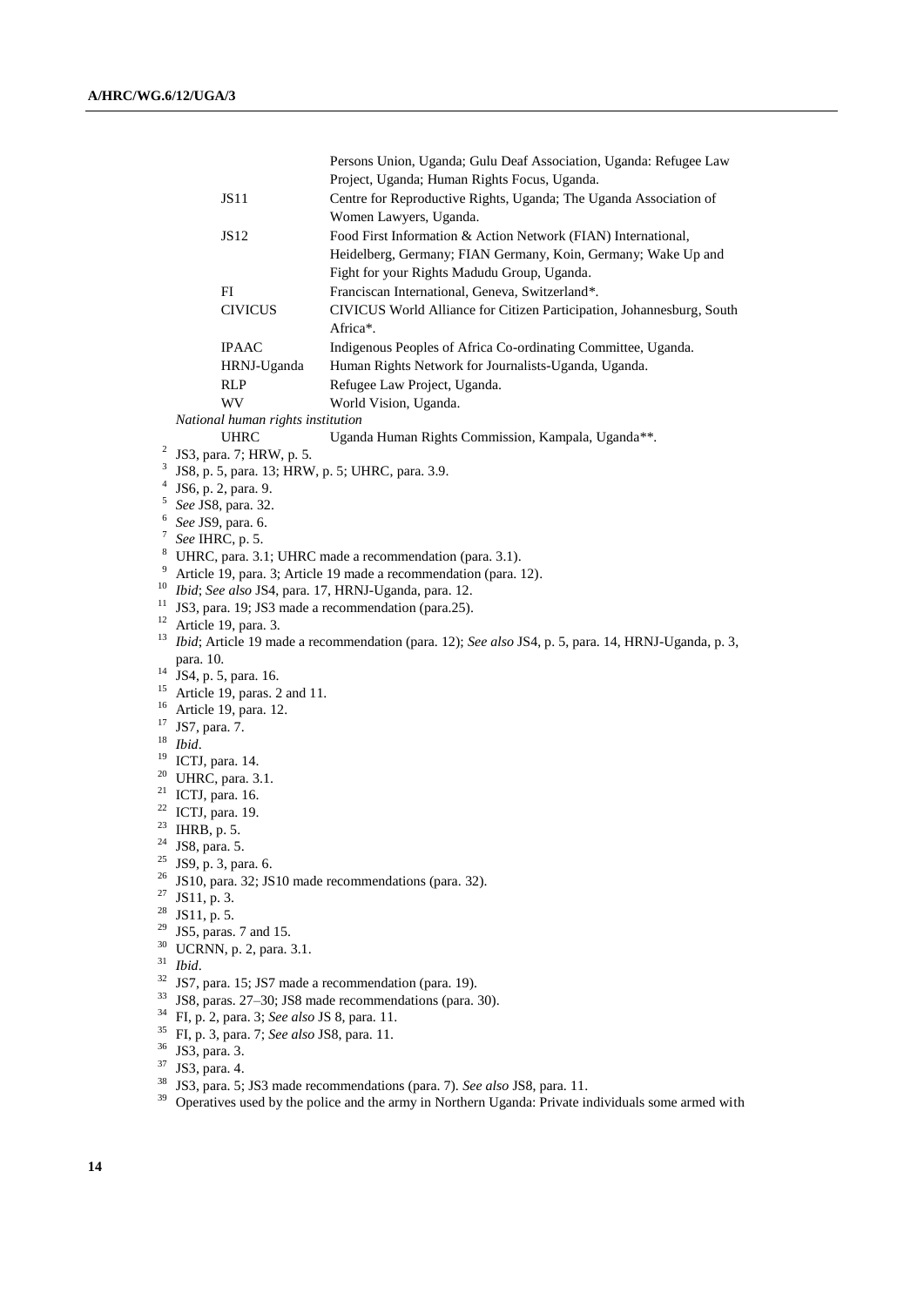| | |
|---|---|
| | Persons Union, Uganda; Gulu Deaf Association, Uganda: Refugee Law Project, Uganda; Human Rights Focus, Uganda. |
| JS11 | Centre for Reproductive Rights, Uganda; The Uganda Association of Women Lawyers, Uganda. |
| JS12 | Food First Information & Action Network (FIAN) International, Heidelberg, Germany; FIAN Germany, Koin, Germany; Wake Up and Fight for your Rights Madudu Group, Uganda. |
| FI | Franciscan International, Geneva, Switzerland*. |
| CIVICUS | CIVICUS World Alliance for Citizen Participation, Johannesburg, South Africa*. |
| IPAAC | Indigenous Peoples of Africa Co-ordinating Committee, Uganda. |
| HRNJ-Uganda | Human Rights Network for Journalists-Uganda, Uganda. |
| RLP | Refugee Law Project, Uganda. |
| WV | World Vision, Uganda. |

*National human rights institution*

| | |
|---|---|
| UHRC | Uganda Human Rights Commission, Kampala, Uganda**. |

[2] JS3, para. 7; HRW, p. 5.
[3] JS8, p. 5, para. 13; HRW, p. 5; UHRC, para. 3.9.
[4] JS6, p. 2, para. 9.
[5] *See* JS8, para. 32.
[6] *See* JS9, para. 6.
[7] *See* IHRC, p. 5.
[8] UHRC, para. 3.1; UHRC made a recommendation (para. 3.1).
[9] Article 19, para. 3; Article 19 made a recommendation (para. 12).
[10] *Ibid*; *See also* JS4, para. 17, HRNJ-Uganda, para. 12.
[11] JS3, para. 19; JS3 made a recommendation (para.25).
[12] Article 19, para. 3.
[13] *Ibid*; Article 19 made a recommendation (para. 12); *See also* JS4, p. 5, para. 14, HRNJ-Uganda, p. 3, para. 10.
[14] JS4, p. 5, para. 16.
[15] Article 19, paras. 2 and 11.
[16] Article 19, para. 12.
[17] JS7, para. 7.
[18] *Ibid*.
[19] ICTJ, para. 14.
[20] UHRC, para. 3.1.
[21] ICTJ, para. 16.
[22] ICTJ, para. 19.
[23] IHRB, p. 5.
[24] JS8, para. 5.
[25] JS9, p. 3, para. 6.
[26] JS10, para. 32; JS10 made recommendations (para. 32).
[27] JS11, p. 3.
[28] JS11, p. 5.
[29] JS5, paras. 7 and 15.
[30] UCRNN, p. 2, para. 3.1.
[31] *Ibid*.
[32] JS7, para. 15; JS7 made a recommendation (para. 19).
[33] JS8, paras. 27–30; JS8 made recommendations (para. 30).
[34] FI, p. 2, para. 3; *See also* JS 8, para. 11.
[35] FI, p. 3, para. 7; *See also* JS8, para. 11.
[36] JS3, para. 3.
[37] JS3, para. 4.
[38] JS3, para. 5; JS3 made recommendations (para. 7). *See also* JS8, para. 11.
[39] Operatives used by the police and the army in Northern Uganda: Private individuals some armed with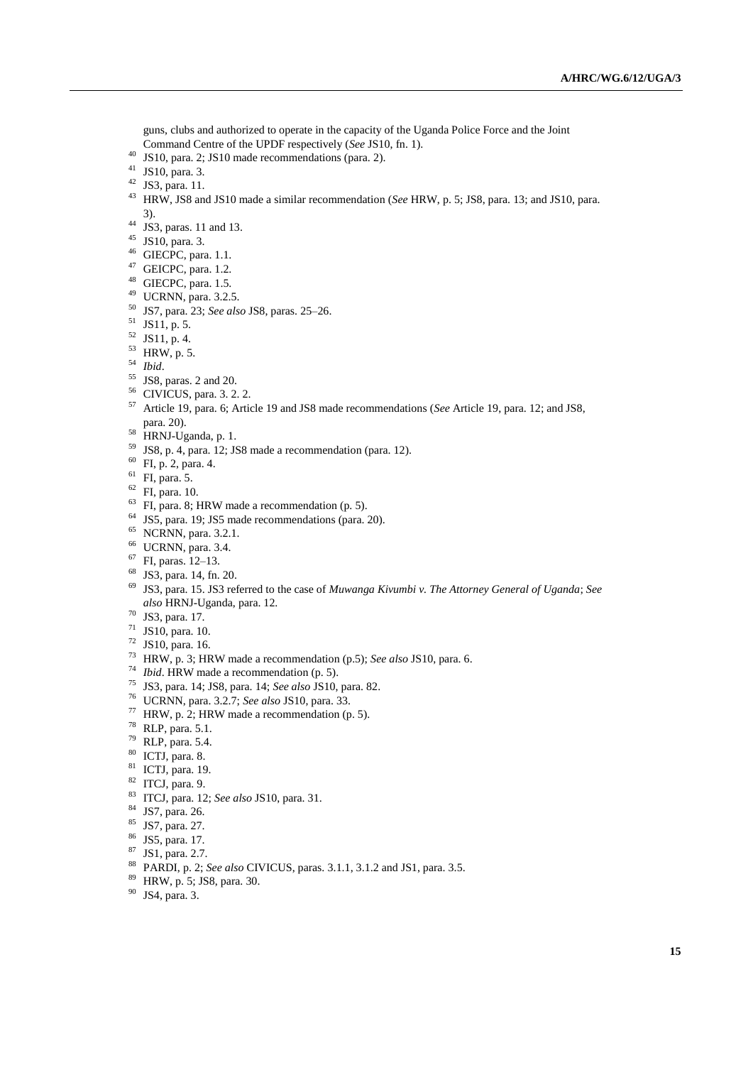guns, clubs and authorized to operate in the capacity of the Uganda Police Force and the Joint Command Centre of the UPDF respectively (*See* JS10, fn. 1).

[40] JS10, para. 2; JS10 made recommendations (para. 2).

[41] JS10, para. 3.

[42] JS3, para. 11.

[43] HRW, JS8 and JS10 made a similar recommendation (*See* HRW, p. 5; JS8, para. 13; and JS10, para. 3).

[44] JS3, paras. 11 and 13.

[45] JS10, para. 3.

[46] GIECPC, para. 1.1.

[47] GEICPC, para. 1.2.

[48] GIECPC, para. 1.5.

[49] UCRNN, para. 3.2.5.

[50] JS7, para. 23; *See also* JS8, paras. 25–26.

[51] JS11, p. 5.

[52] JS11, p. 4.

[53] HRW, p. 5.

[54] *Ibid*.

[55] JS8, paras. 2 and 20.

[56] CIVICUS, para. 3. 2. 2.

[57] Article 19, para. 6; Article 19 and JS8 made recommendations (*See* Article 19, para. 12; and JS8, para. 20).

[58] HRNJ-Uganda, p. 1.

[59] JS8, p. 4, para. 12; JS8 made a recommendation (para. 12).

[60] FI, p. 2, para. 4.

[61] FI, para. 5.

[62] FI, para. 10.

[63] FI, para. 8; HRW made a recommendation (p. 5).

[64] JS5, para. 19; JS5 made recommendations (para. 20).

[65] NCRNN, para. 3.2.1.

[66] UCRNN, para. 3.4.

[67] FI, paras. 12–13.

[68] JS3, para. 14, fn. 20.

[69] JS3, para. 15. JS3 referred to the case of *Muwanga Kivumbi v. The Attorney General of Uganda*; *See also* HRNJ-Uganda, para. 12.

[70] JS3, para. 17.

[71] JS10, para. 10.

[72] JS10, para. 16.

[73] HRW, p. 3; HRW made a recommendation (p.5); *See also* JS10, para. 6.

[74] *Ibid*. HRW made a recommendation (p. 5).

[75] JS3, para. 14; JS8, para. 14; *See also* JS10, para. 82.

[76] UCRNN, para. 3.2.7; *See also* JS10, para. 33.

[77] HRW, p. 2; HRW made a recommendation (p. 5).

[78] RLP, para. 5.1.

[79] RLP, para. 5.4.

[80] ICTJ, para. 8.

[81] ICTJ, para. 19.

[82] ITCJ, para. 9.

[83] ITCJ, para. 12; *See also* JS10, para. 31.

[84] JS7, para. 26.

[85] JS7, para. 27.

[86] JS5, para. 17.

[87] JS1, para. 2.7.

[88] PARDI, p. 2; *See also* CIVICUS, paras. 3.1.1, 3.1.2 and JS1, para. 3.5.

[89] HRW, p. 5; JS8, para. 30.

[90] JS4, para. 3.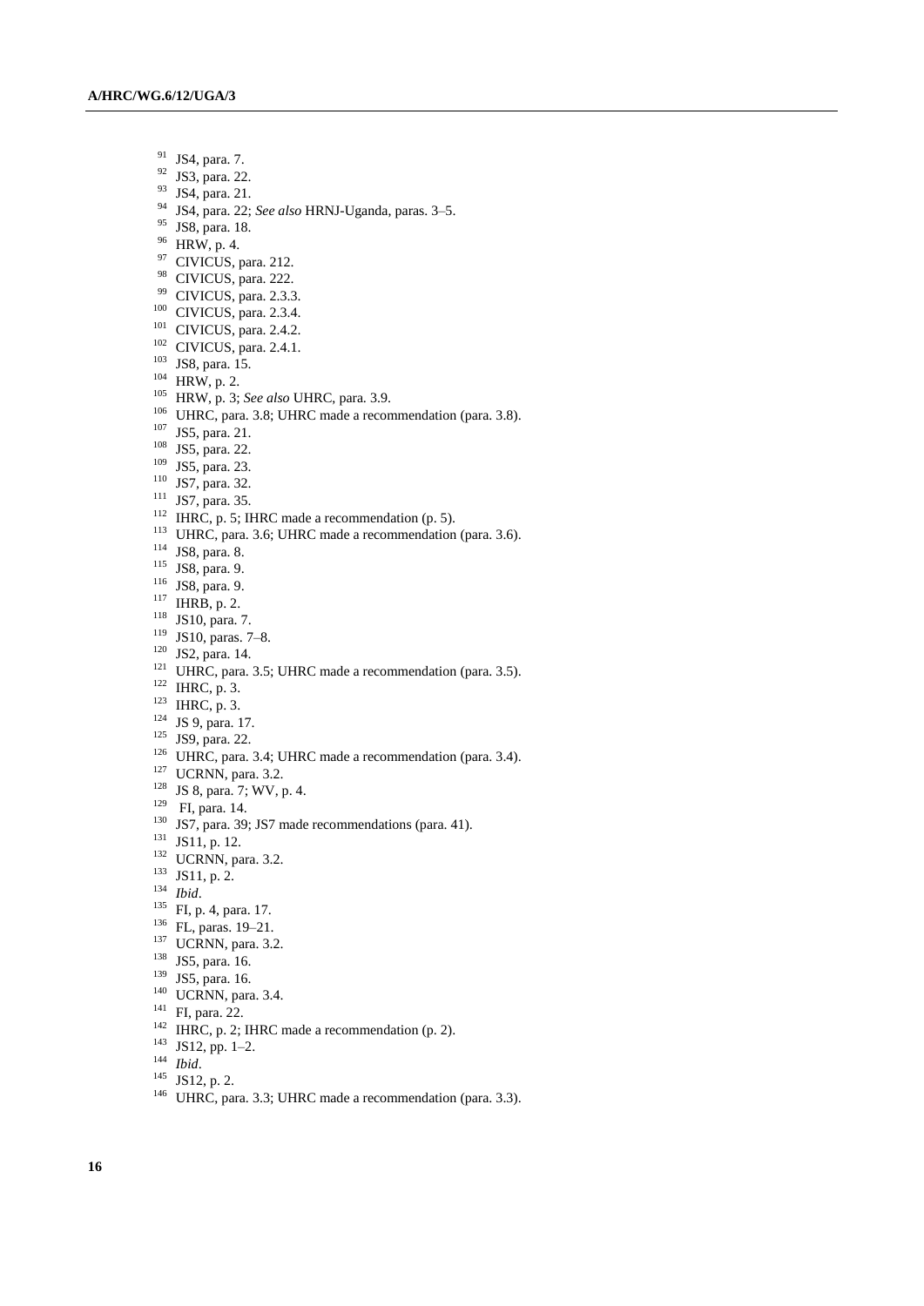[91] JS4, para. 7.
[92] JS3, para. 22.
[93] JS4, para. 21.
[94] JS4, para. 22; *See also* HRNJ-Uganda, paras. 3–5.
[95] JS8, para. 18.
[96] HRW, p. 4.
[97] CIVICUS, para. 212.
[98] CIVICUS, para. 222.
[99] CIVICUS, para. 2.3.3.
[100] CIVICUS, para. 2.3.4.
[101] CIVICUS, para. 2.4.2.
[102] CIVICUS, para. 2.4.1.
[103] JS8, para. 15.
[104] HRW, p. 2.
[105] HRW, p. 3; *See also* UHRC, para. 3.9.
[106] UHRC, para. 3.8; UHRC made a recommendation (para. 3.8).
[107] JS5, para. 21.
[108] JS5, para. 22.
[109] JS5, para. 23.
[110] JS7, para. 32.
[111] JS7, para. 35.
[112] IHRC, p. 5; IHRC made a recommendation (p. 5).
[113] UHRC, para. 3.6; UHRC made a recommendation (para. 3.6).
[114] JS8, para. 8.
[115] JS8, para. 9.
[116] JS8, para. 9.
[117] IHRB, p. 2.
[118] JS10, para. 7.
[119] JS10, paras. 7–8.
[120] JS2, para. 14.
[121] UHRC, para. 3.5; UHRC made a recommendation (para. 3.5).
[122] IHRC, p. 3.
[123] IHRC, p. 3.
[124] JS 9, para. 17.
[125] JS9, para. 22.
[126] UHRC, para. 3.4; UHRC made a recommendation (para. 3.4).
[127] UCRNN, para. 3.2.
[128] JS 8, para. 7; WV, p. 4.
[129] FI, para. 14.
[130] JS7, para. 39; JS7 made recommendations (para. 41).
[131] JS11, p. 12.
[132] UCRNN, para. 3.2.
[133] JS11, p. 2.
[134] *Ibid*.
[135] FI, p. 4, para. 17.
[136] FL, paras. 19–21.
[137] UCRNN, para. 3.2.
[138] JS5, para. 16.
[139] JS5, para. 16.
[140] UCRNN, para. 3.4.
[141] FI, para. 22.
[142] IHRC, p. 2; IHRC made a recommendation (p. 2).
[143] JS12, pp. 1–2.
[144] *Ibid*.
[145] JS12, p. 2.
[146] UHRC, para. 3.3; UHRC made a recommendation (para. 3.3).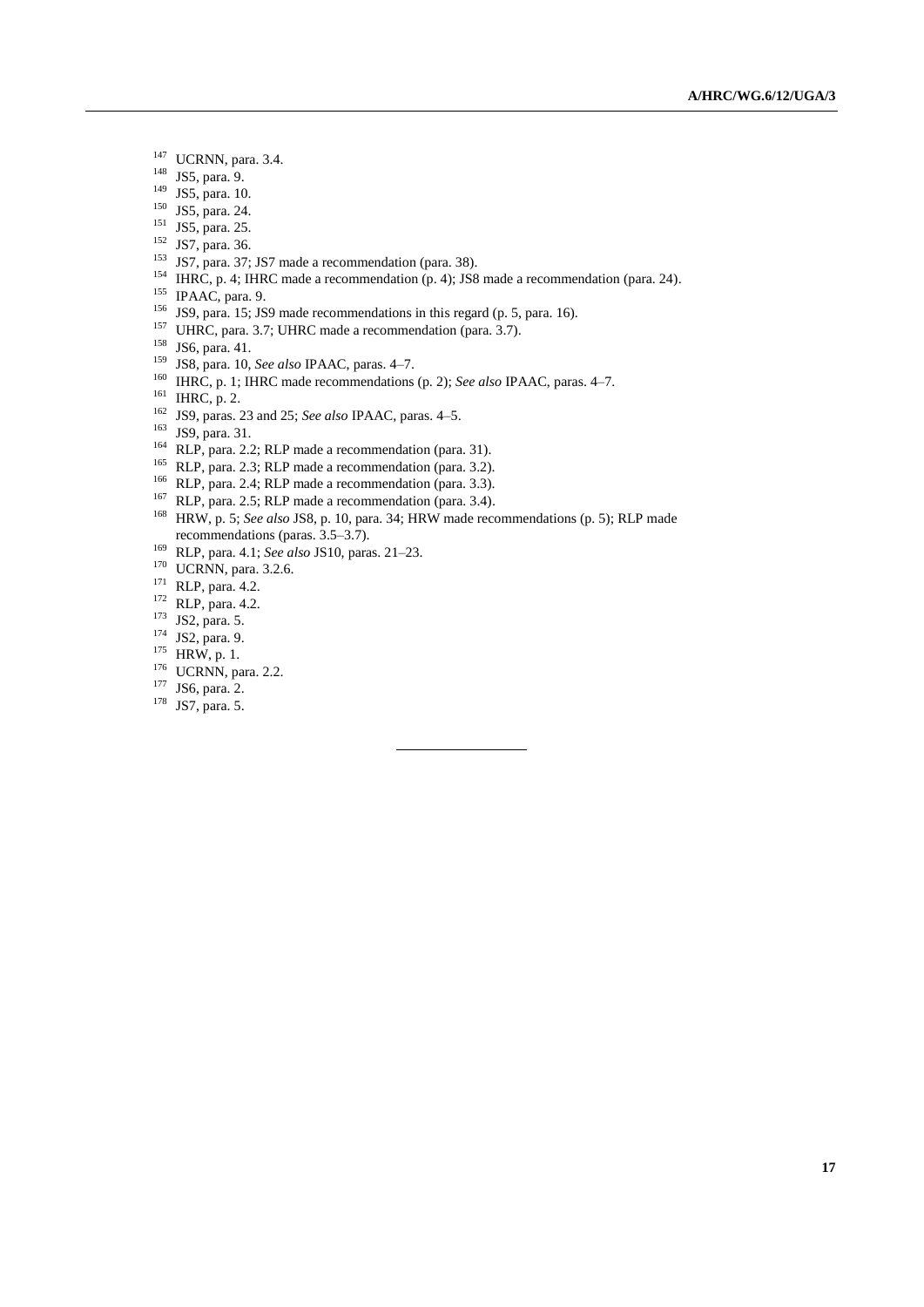[147] UCRNN, para. 3.4.
[148] JS5, para. 9.
[149] JS5, para. 10.
[150] JS5, para. 24.
[151] JS5, para. 25.
[152] JS7, para. 36.
[153] JS7, para. 37; JS7 made a recommendation (para. 38).
[154] IHRC, p. 4; IHRC made a recommendation (p. 4); JS8 made a recommendation (para. 24).
[155] IPAAC, para. 9.
[156] JS9, para. 15; JS9 made recommendations in this regard (p. 5, para. 16).
[157] UHRC, para. 3.7; UHRC made a recommendation (para. 3.7).
[158] JS6, para. 41.
[159] JS8, para. 10, *See also* IPAAC, paras. 4–7.
[160] IHRC, p. 1; IHRC made recommendations (p. 2); *See also* IPAAC, paras. 4–7.
[161] IHRC, p. 2.
[162] JS9, paras. 23 and 25; *See also* IPAAC, paras. 4–5.
[163] JS9, para. 31.
[164] RLP, para. 2.2; RLP made a recommendation (para. 31).
[165] RLP, para. 2.3; RLP made a recommendation (para. 3.2).
[166] RLP, para. 2.4; RLP made a recommendation (para. 3.3).
[167] RLP, para. 2.5; RLP made a recommendation (para. 3.4).
[168] HRW, p. 5; *See also* JS8, p. 10, para. 34; HRW made recommendations (p. 5); RLP made recommendations (paras. 3.5–3.7).
[169] RLP, para. 4.1; *See also* JS10, paras. 21–23.
[170] UCRNN, para. 3.2.6.
[171] RLP, para. 4.2.
[172] RLP, para. 4.2.
[173] JS2, para. 5.
[174] JS2, para. 9.
[175] HRW, p. 1.
[176] UCRNN, para. 2.2.
[177] JS6, para. 2.
[178] JS7, para. 5.